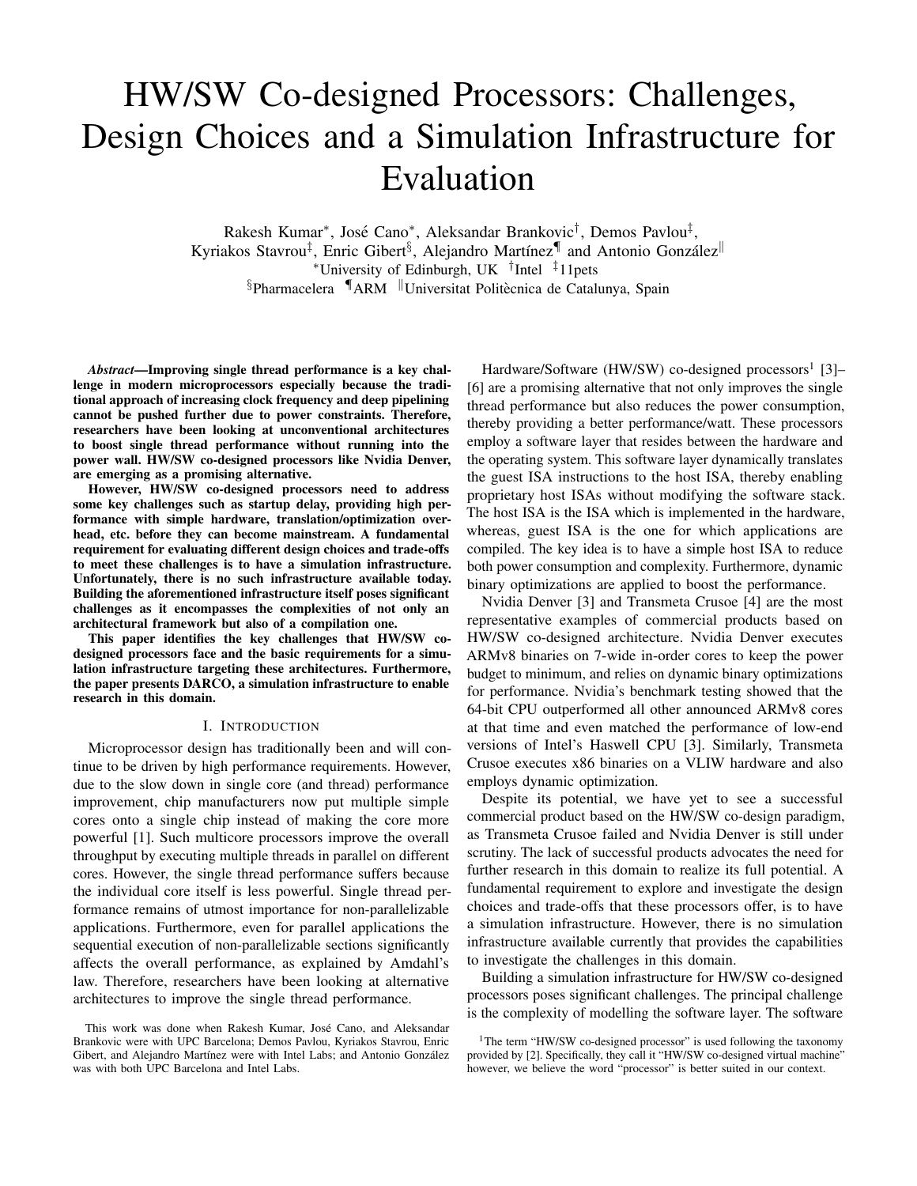# HW/SW Co-designed Processors: Challenges, Design Choices and a Simulation Infrastructure for Evaluation

Rakesh Kumar[∗], José Cano[∗], Aleksandar Brankovic[†], Demos Pavlou[‡], Kyriakos Stavrou[‡], Enric Gibert[§], Alejandro Martínez[¶] and Antonio González[‖]

[∗]University of Edinburgh, UK [†]Intel [‡]11pets

[§]Pharmacelera [¶]ARM [‖]Universitat Politècnica de Catalunya, Spain

***Abstract*—Improving single thread performance is a key challenge in modern microprocessors especially because the traditional approach of increasing clock frequency and deep pipelining cannot be pushed further due to power constraints. Therefore, researchers have been looking at unconventional architectures to boost single thread performance without running into the power wall. HW/SW co-designed processors like Nvidia Denver, are emerging as a promising alternative.**

**However, HW/SW co-designed processors need to address some key challenges such as startup delay, providing high performance with simple hardware, translation/optimization overhead, etc. before they can become mainstream. A fundamental requirement for evaluating different design choices and trade-offs to meet these challenges is to have a simulation infrastructure. Unfortunately, there is no such infrastructure available today. Building the aforementioned infrastructure itself poses significant challenges as it encompasses the complexities of not only an architectural framework but also of a compilation one.**

**This paper identifies the key challenges that HW/SW co-designed processors face and the basic requirements for a simulation infrastructure targeting these architectures. Furthermore, the paper presents DARCO, a simulation infrastructure to enable research in this domain.**

## I. Introduction

Microprocessor design has traditionally been and will continue to be driven by high performance requirements. However, due to the slow down in single core (and thread) performance improvement, chip manufacturers now put multiple simple cores onto a single chip instead of making the core more powerful [1]. Such multicore processors improve the overall throughput by executing multiple threads in parallel on different cores. However, the single thread performance suffers because the individual core itself is less powerful. Single thread performance remains of utmost importance for non-parallelizable applications. Furthermore, even for parallel applications the sequential execution of non-parallelizable sections significantly affects the overall performance, as explained by Amdahl's law. Therefore, researchers have been looking at alternative architectures to improve the single thread performance.

Hardware/Software (HW/SW) co-designed processors[1] [3]–[6] are a promising alternative that not only improves the single thread performance but also reduces the power consumption, thereby providing a better performance/watt. These processors employ a software layer that resides between the hardware and the operating system. This software layer dynamically translates the guest ISA instructions to the host ISA, thereby enabling proprietary host ISAs without modifying the software stack. The host ISA is the ISA which is implemented in the hardware, whereas, guest ISA is the one for which applications are compiled. The key idea is to have a simple host ISA to reduce both power consumption and complexity. Furthermore, dynamic binary optimizations are applied to boost the performance.

Nvidia Denver [3] and Transmeta Crusoe [4] are the most representative examples of commercial products based on HW/SW co-designed architecture. Nvidia Denver executes ARMv8 binaries on 7-wide in-order cores to keep the power budget to minimum, and relies on dynamic binary optimizations for performance. Nvidia's benchmark testing showed that the 64-bit CPU outperformed all other announced ARMv8 cores at that time and even matched the performance of low-end versions of Intel's Haswell CPU [3]. Similarly, Transmeta Crusoe executes x86 binaries on a VLIW hardware and also employs dynamic optimization.

Despite its potential, we have yet to see a successful commercial product based on the HW/SW co-design paradigm, as Transmeta Crusoe failed and Nvidia Denver is still under scrutiny. The lack of successful products advocates the need for further research in this domain to realize its full potential. A fundamental requirement to explore and investigate the design choices and trade-offs that these processors offer, is to have a simulation infrastructure. However, there is no simulation infrastructure available currently that provides the capabilities to investigate the challenges in this domain.

Building a simulation infrastructure for HW/SW co-designed processors poses significant challenges. The principal challenge is the complexity of modelling the software layer. The software

This work was done when Rakesh Kumar, José Cano, and Aleksandar Brankovic were with UPC Barcelona; Demos Pavlou, Kyriakos Stavrou, Enric Gibert, and Alejandro Martínez were with Intel Labs; and Antonio González was with both UPC Barcelona and Intel Labs.

[1]The term "HW/SW co-designed processor" is used following the taxonomy provided by [2]. Specifically, they call it "HW/SW co-designed virtual machine" however, we believe the word "processor" is better suited in our context.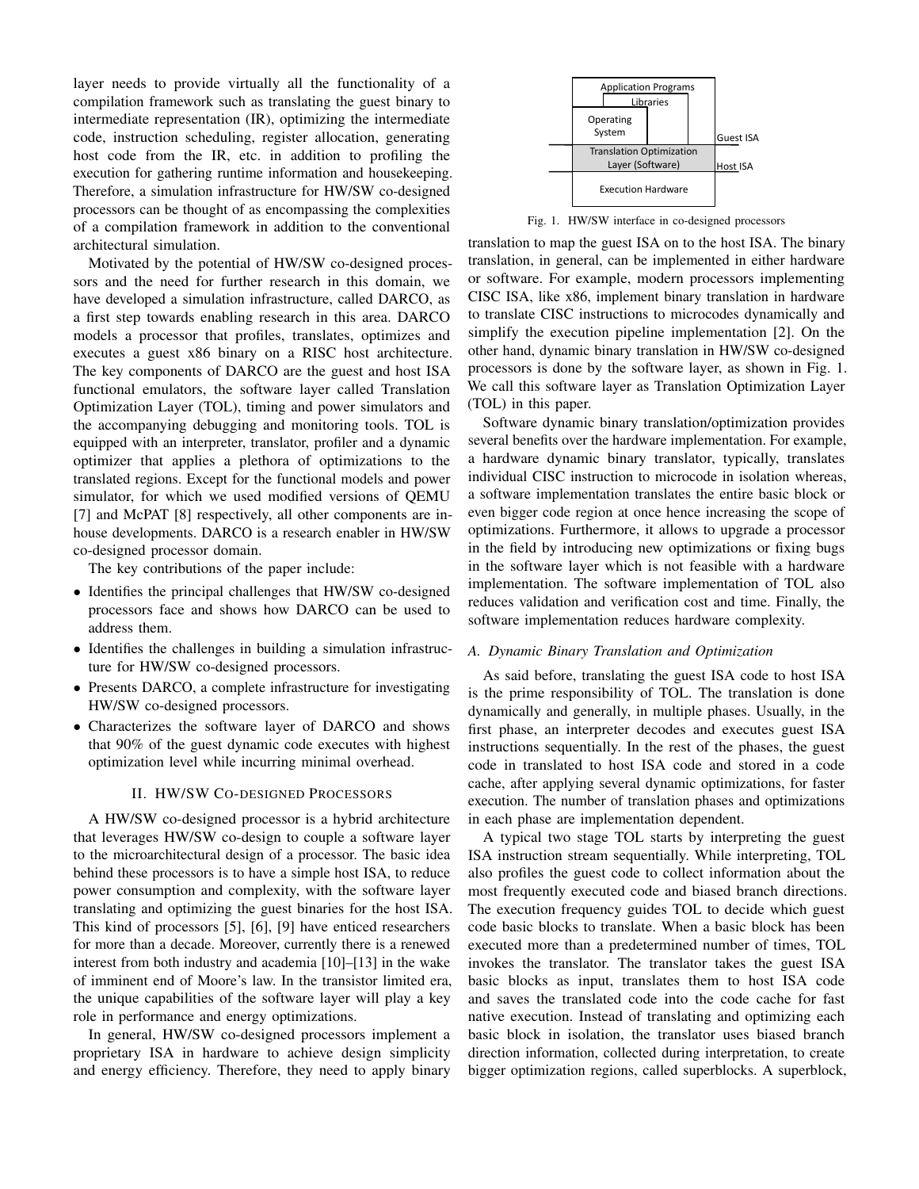layer needs to provide virtually all the functionality of a compilation framework such as translating the guest binary to intermediate representation (IR), optimizing the intermediate code, instruction scheduling, register allocation, generating host code from the IR, etc. in addition to profiling the execution for gathering runtime information and housekeeping. Therefore, a simulation infrastructure for HW/SW co-designed processors can be thought of as encompassing the complexities of a compilation framework in addition to the conventional architectural simulation.

Motivated by the potential of HW/SW co-designed processors and the need for further research in this domain, we have developed a simulation infrastructure, called DARCO, as a first step towards enabling research in this area. DARCO models a processor that profiles, translates, optimizes and executes a guest x86 binary on a RISC host architecture. The key components of DARCO are the guest and host ISA functional emulators, the software layer called Translation Optimization Layer (TOL), timing and power simulators and the accompanying debugging and monitoring tools. TOL is equipped with an interpreter, translator, profiler and a dynamic optimizer that applies a plethora of optimizations to the translated regions. Except for the functional models and power simulator, for which we used modified versions of QEMU [7] and McPAT [8] respectively, all other components are in-house developments. DARCO is a research enabler in HW/SW co-designed processor domain.

The key contributions of the paper include:

- Identifies the principal challenges that HW/SW co-designed processors face and shows how DARCO can be used to address them.
- Identifies the challenges in building a simulation infrastructure for HW/SW co-designed processors.
- Presents DARCO, a complete infrastructure for investigating HW/SW co-designed processors.
- Characterizes the software layer of DARCO and shows that 90% of the guest dynamic code executes with highest optimization level while incurring minimal overhead.

## II. HW/SW Co-designed Processors

A HW/SW co-designed processor is a hybrid architecture that leverages HW/SW co-design to couple a software layer to the microarchitectural design of a processor. The basic idea behind these processors is to have a simple host ISA, to reduce power consumption and complexity, with the software layer translating and optimizing the guest binaries for the host ISA. This kind of processors [5], [6], [9] have enticed researchers for more than a decade. Moreover, currently there is a renewed interest from both industry and academia [10]–[13] in the wake of imminent end of Moore's law. In the transistor limited era, the unique capabilities of the software layer will play a key role in performance and energy optimizations.

In general, HW/SW co-designed processors implement a proprietary ISA in hardware to achieve design simplicity and energy efficiency. Therefore, they need to apply binary translation to map the guest ISA on to the host ISA. The binary translation, in general, can be implemented in either hardware or software. For example, modern processors implementing CISC ISA, like x86, implement binary translation in hardware to translate CISC instructions to microcodes dynamically and simplify the execution pipeline implementation [2]. On the other hand, dynamic binary translation in HW/SW co-designed processors is done by the software layer, as shown in Fig. 1. We call this software layer as Translation Optimization Layer (TOL) in this paper.

Application Programs | Libraries | Operating System | Guest ISA | Translation Optimization Layer (Software) | Host ISA | Execution Hardware

Fig. 1. HW/SW interface in co-designed processors

Software dynamic binary translation/optimization provides several benefits over the hardware implementation. For example, a hardware dynamic binary translator, typically, translates individual CISC instruction to microcode in isolation whereas, a software implementation translates the entire basic block or even bigger code region at once hence increasing the scope of optimizations. Furthermore, it allows to upgrade a processor in the field by introducing new optimizations or fixing bugs in the software layer which is not feasible with a hardware implementation. The software implementation of TOL also reduces validation and verification cost and time. Finally, the software implementation reduces hardware complexity.

### A. Dynamic Binary Translation and Optimization

As said before, translating the guest ISA code to host ISA is the prime responsibility of TOL. The translation is done dynamically and generally, in multiple phases. Usually, in the first phase, an interpreter decodes and executes guest ISA instructions sequentially. In the rest of the phases, the guest code in translated to host ISA code and stored in a code cache, after applying several dynamic optimizations, for faster execution. The number of translation phases and optimizations in each phase are implementation dependent.

A typical two stage TOL starts by interpreting the guest ISA instruction stream sequentially. While interpreting, TOL also profiles the guest code to collect information about the most frequently executed code and biased branch directions. The execution frequency guides TOL to decide which guest code basic blocks to translate. When a basic block has been executed more than a predetermined number of times, TOL invokes the translator. The translator takes the guest ISA basic blocks as input, translates them to host ISA code and saves the translated code into the code cache for fast native execution. Instead of translating and optimizing each basic block in isolation, the translator uses biased branch direction information, collected during interpretation, to create bigger optimization regions, called superblocks. A superblock,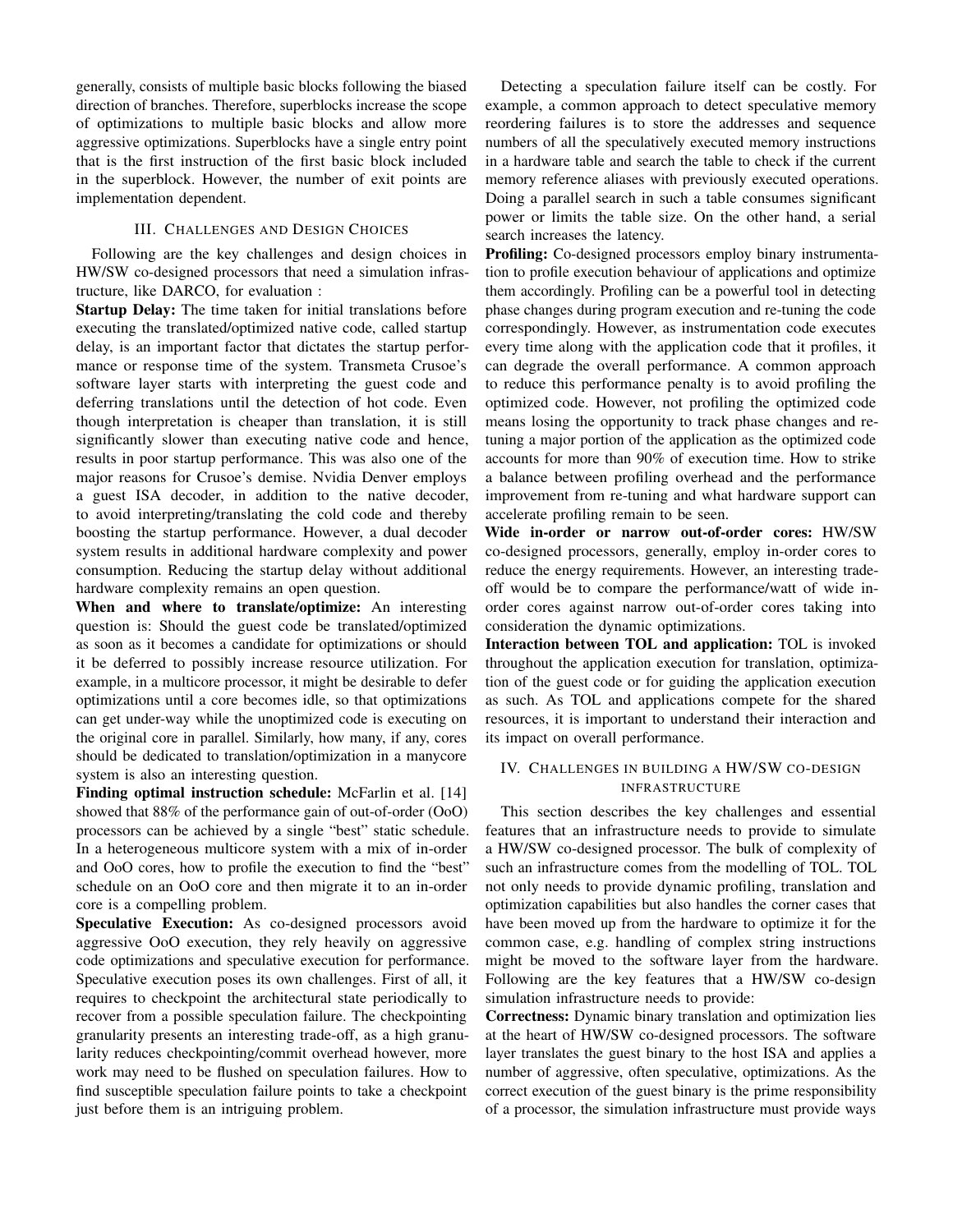generally, consists of multiple basic blocks following the biased direction of branches. Therefore, superblocks increase the scope of optimizations to multiple basic blocks and allow more aggressive optimizations. Superblocks have a single entry point that is the first instruction of the first basic block included in the superblock. However, the number of exit points are implementation dependent.

## III. Challenges and Design Choices

Following are the key challenges and design choices in HW/SW co-designed processors that need a simulation infrastructure, like DARCO, for evaluation :

**Startup Delay:** The time taken for initial translations before executing the translated/optimized native code, called startup delay, is an important factor that dictates the startup performance or response time of the system. Transmeta Crusoe's software layer starts with interpreting the guest code and deferring translations until the detection of hot code. Even though interpretation is cheaper than translation, it is still significantly slower than executing native code and hence, results in poor startup performance. This was also one of the major reasons for Crusoe's demise. Nvidia Denver employs a guest ISA decoder, in addition to the native decoder, to avoid interpreting/translating the cold code and thereby boosting the startup performance. However, a dual decoder system results in additional hardware complexity and power consumption. Reducing the startup delay without additional hardware complexity remains an open question.

**When and where to translate/optimize:** An interesting question is: Should the guest code be translated/optimized as soon as it becomes a candidate for optimizations or should it be deferred to possibly increase resource utilization. For example, in a multicore processor, it might be desirable to defer optimizations until a core becomes idle, so that optimizations can get under-way while the unoptimized code is executing on the original core in parallel. Similarly, how many, if any, cores should be dedicated to translation/optimization in a manycore system is also an interesting question.

**Finding optimal instruction schedule:** McFarlin et al. [14] showed that 88% of the performance gain of out-of-order (OoO) processors can be achieved by a single "best" static schedule. In a heterogeneous multicore system with a mix of in-order and OoO cores, how to profile the execution to find the "best" schedule on an OoO core and then migrate it to an in-order core is a compelling problem.

**Speculative Execution:** As co-designed processors avoid aggressive OoO execution, they rely heavily on aggressive code optimizations and speculative execution for performance. Speculative execution poses its own challenges. First of all, it requires to checkpoint the architectural state periodically to recover from a possible speculation failure. The checkpointing granularity presents an interesting trade-off, as a high granularity reduces checkpointing/commit overhead however, more work may need to be flushed on speculation failures. How to find susceptible speculation failure points to take a checkpoint just before them is an intriguing problem.

Detecting a speculation failure itself can be costly. For example, a common approach to detect speculative memory reordering failures is to store the addresses and sequence numbers of all the speculatively executed memory instructions in a hardware table and search the table to check if the current memory reference aliases with previously executed operations. Doing a parallel search in such a table consumes significant power or limits the table size. On the other hand, a serial search increases the latency.

**Profiling:** Co-designed processors employ binary instrumentation to profile execution behaviour of applications and optimize them accordingly. Profiling can be a powerful tool in detecting phase changes during program execution and re-tuning the code correspondingly. However, as instrumentation code executes every time along with the application code that it profiles, it can degrade the overall performance. A common approach to reduce this performance penalty is to avoid profiling the optimized code. However, not profiling the optimized code means losing the opportunity to track phase changes and re-tuning a major portion of the application as the optimized code accounts for more than 90% of execution time. How to strike a balance between profiling overhead and the performance improvement from re-tuning and what hardware support can accelerate profiling remain to be seen.

**Wide in-order or narrow out-of-order cores:** HW/SW co-designed processors, generally, employ in-order cores to reduce the energy requirements. However, an interesting trade-off would be to compare the performance/watt of wide in-order cores against narrow out-of-order cores taking into consideration the dynamic optimizations.

**Interaction between TOL and application:** TOL is invoked throughout the application execution for translation, optimization of the guest code or for guiding the application execution as such. As TOL and applications compete for the shared resources, it is important to understand their interaction and its impact on overall performance.

## IV. Challenges in building a HW/SW co-design infrastructure

This section describes the key challenges and essential features that an infrastructure needs to provide to simulate a HW/SW co-designed processor. The bulk of complexity of such an infrastructure comes from the modelling of TOL. TOL not only needs to provide dynamic profiling, translation and optimization capabilities but also handles the corner cases that have been moved up from the hardware to optimize it for the common case, e.g. handling of complex string instructions might be moved to the software layer from the hardware. Following are the key features that a HW/SW co-design simulation infrastructure needs to provide:

**Correctness:** Dynamic binary translation and optimization lies at the heart of HW/SW co-designed processors. The software layer translates the guest binary to the host ISA and applies a number of aggressive, often speculative, optimizations. As the correct execution of the guest binary is the prime responsibility of a processor, the simulation infrastructure must provide ways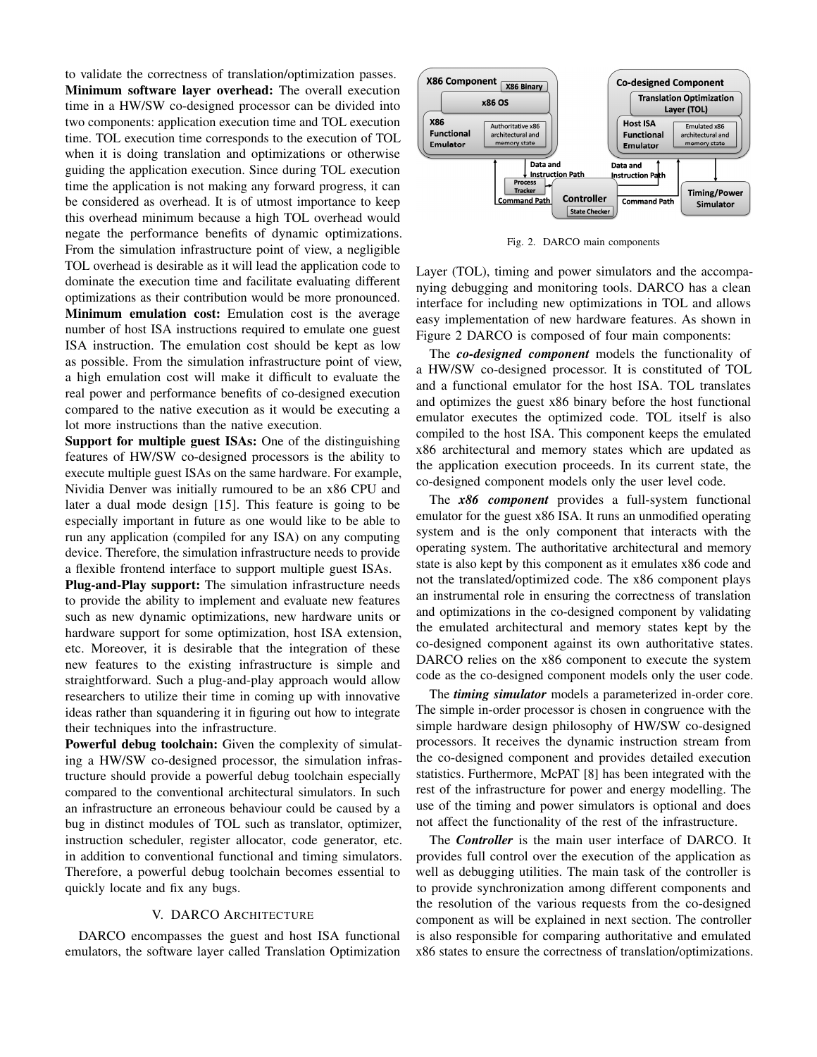to validate the correctness of translation/optimization passes.

**Minimum software layer overhead:** The overall execution time in a HW/SW co-designed processor can be divided into two components: application execution time and TOL execution time. TOL execution time corresponds to the execution of TOL when it is doing translation and optimizations or otherwise guiding the application execution. Since during TOL execution time the application is not making any forward progress, it can be considered as overhead. It is of utmost importance to keep this overhead minimum because a high TOL overhead would negate the performance benefits of dynamic optimizations. From the simulation infrastructure point of view, a negligible TOL overhead is desirable as it will lead the application code to dominate the execution time and facilitate evaluating different optimizations as their contribution would be more pronounced.

**Minimum emulation cost:** Emulation cost is the average number of host ISA instructions required to emulate one guest ISA instruction. The emulation cost should be kept as low as possible. From the simulation infrastructure point of view, a high emulation cost will make it difficult to evaluate the real power and performance benefits of co-designed execution compared to the native execution as it would be executing a lot more instructions than the native execution.

**Support for multiple guest ISAs:** One of the distinguishing features of HW/SW co-designed processors is the ability to execute multiple guest ISAs on the same hardware. For example, Nividia Denver was initially rumoured to be an x86 CPU and later a dual mode design [15]. This feature is going to be especially important in future as one would like to be able to run any application (compiled for any ISA) on any computing device. Therefore, the simulation infrastructure needs to provide a flexible frontend interface to support multiple guest ISAs.

**Plug-and-Play support:** The simulation infrastructure needs to provide the ability to implement and evaluate new features such as new dynamic optimizations, new hardware units or hardware support for some optimization, host ISA extension, etc. Moreover, it is desirable that the integration of these new features to the existing infrastructure is simple and straightforward. Such a plug-and-play approach would allow researchers to utilize their time in coming up with innovative ideas rather than squandering it in figuring out how to integrate their techniques into the infrastructure.

**Powerful debug toolchain:** Given the complexity of simulating a HW/SW co-designed processor, the simulation infrastructure should provide a powerful debug toolchain especially compared to the conventional architectural simulators. In such an infrastructure an erroneous behaviour could be caused by a bug in distinct modules of TOL such as translator, optimizer, instruction scheduler, register allocator, code generator, etc. in addition to conventional functional and timing simulators. Therefore, a powerful debug toolchain becomes essential to quickly locate and fix any bugs.

## V. DARCO Architecture

DARCO encompasses the guest and host ISA functional emulators, the software layer called Translation Optimization Layer (TOL), timing and power simulators and the accompanying debugging and monitoring tools. DARCO has a clean interface for including new optimizations in TOL and allows easy implementation of new hardware features. As shown in Figure 2 DARCO is composed of four main components:

Fig. 2. DARCO main components

The ***co-designed component*** models the functionality of a HW/SW co-designed processor. It is constituted of TOL and a functional emulator for the host ISA. TOL translates and optimizes the guest x86 binary before the host functional emulator executes the optimized code. TOL itself is also compiled to the host ISA. This component keeps the emulated x86 architectural and memory states which are updated as the application execution proceeds. In its current state, the co-designed component models only the user level code.

The ***x86 component*** provides a full-system functional emulator for the guest x86 ISA. It runs an unmodified operating system and is the only component that interacts with the operating system. The authoritative architectural and memory state is also kept by this component as it emulates x86 code and not the translated/optimized code. The x86 component plays an instrumental role in ensuring the correctness of translation and optimizations in the co-designed component by validating the emulated architectural and memory states kept by the co-designed component against its own authoritative states. DARCO relies on the x86 component to execute the system code as the co-designed component models only the user code.

The ***timing simulator*** models a parameterized in-order core. The simple in-order processor is chosen in congruence with the simple hardware design philosophy of HW/SW co-designed processors. It receives the dynamic instruction stream from the co-designed component and provides detailed execution statistics. Furthermore, McPAT [8] has been integrated with the rest of the infrastructure for power and energy modelling. The use of the timing and power simulators is optional and does not affect the functionality of the rest of the infrastructure.

The ***Controller*** is the main user interface of DARCO. It provides full control over the execution of the application as well as debugging utilities. The main task of the controller is to provide synchronization among different components and the resolution of the various requests from the co-designed component as will be explained in next section. The controller is also responsible for comparing authoritative and emulated x86 states to ensure the correctness of translation/optimizations.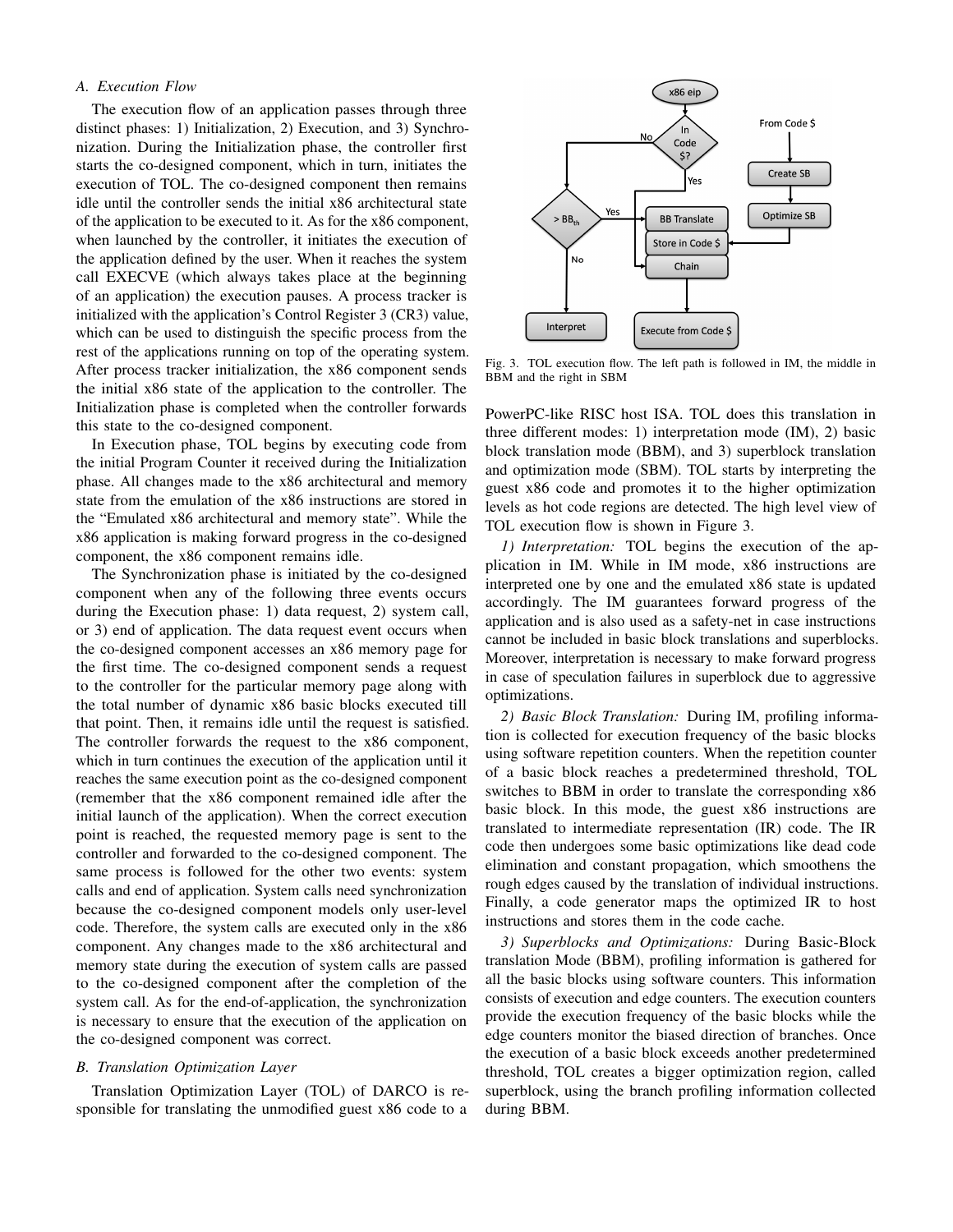### A. Execution Flow

The execution flow of an application passes through three distinct phases: 1) Initialization, 2) Execution, and 3) Synchronization. During the Initialization phase, the controller first starts the co-designed component, which in turn, initiates the execution of TOL. The co-designed component then remains idle until the controller sends the initial x86 architectural state of the application to be executed to it. As for the x86 component, when launched by the controller, it initiates the execution of the application defined by the user. When it reaches the system call EXECVE (which always takes place at the beginning of an application) the execution pauses. A process tracker is initialized with the application's Control Register 3 (CR3) value, which can be used to distinguish the specific process from the rest of the applications running on top of the operating system. After process tracker initialization, the x86 component sends the initial x86 state of the application to the controller. The Initialization phase is completed when the controller forwards this state to the co-designed component.

In Execution phase, TOL begins by executing code from the initial Program Counter it received during the Initialization phase. All changes made to the x86 architectural and memory state from the emulation of the x86 instructions are stored in the "Emulated x86 architectural and memory state". While the x86 application is making forward progress in the co-designed component, the x86 component remains idle.

The Synchronization phase is initiated by the co-designed component when any of the following three events occurs during the Execution phase: 1) data request, 2) system call, or 3) end of application. The data request event occurs when the co-designed component accesses an x86 memory page for the first time. The co-designed component sends a request to the controller for the particular memory page along with the total number of dynamic x86 basic blocks executed till that point. Then, it remains idle until the request is satisfied. The controller forwards the request to the x86 component, which in turn continues the execution of the application until it reaches the same execution point as the co-designed component (remember that the x86 component remained idle after the initial launch of the application). When the correct execution point is reached, the requested memory page is sent to the controller and forwarded to the co-designed component. The same process is followed for the other two events: system calls and end of application. System calls need synchronization because the co-designed component models only user-level code. Therefore, the system calls are executed only in the x86 component. Any changes made to the x86 architectural and memory state during the execution of system calls are passed to the co-designed component after the completion of the system call. As for the end-of-application, the synchronization is necessary to ensure that the execution of the application on the co-designed component was correct.

### B. Translation Optimization Layer

Translation Optimization Layer (TOL) of DARCO is responsible for translating the unmodified guest x86 code to a PowerPC-like RISC host ISA. TOL does this translation in three different modes: 1) interpretation mode (IM), 2) basic block translation mode (BBM), and 3) superblock translation and optimization mode (SBM). TOL starts by interpreting the guest x86 code and promotes it to the higher optimization levels as hot code regions are detected. The high level view of TOL execution flow is shown in Figure 3.

Fig. 3. TOL execution flow. The left path is followed in IM, the middle in BBM and the right in SBM

*1) Interpretation:* TOL begins the execution of the application in IM. While in IM mode, x86 instructions are interpreted one by one and the emulated x86 state is updated accordingly. The IM guarantees forward progress of the application and is also used as a safety-net in case instructions cannot be included in basic block translations and superblocks. Moreover, interpretation is necessary to make forward progress in case of speculation failures in superblock due to aggressive optimizations.

*2) Basic Block Translation:* During IM, profiling information is collected for execution frequency of the basic blocks using software repetition counters. When the repetition counter of a basic block reaches a predetermined threshold, TOL switches to BBM in order to translate the corresponding x86 basic block. In this mode, the guest x86 instructions are translated to intermediate representation (IR) code. The IR code then undergoes some basic optimizations like dead code elimination and constant propagation, which smoothens the rough edges caused by the translation of individual instructions. Finally, a code generator maps the optimized IR to host instructions and stores them in the code cache.

*3) Superblocks and Optimizations:* During Basic-Block translation Mode (BBM), profiling information is gathered for all the basic blocks using software counters. This information consists of execution and edge counters. The execution counters provide the execution frequency of the basic blocks while the edge counters monitor the biased direction of branches. Once the execution of a basic block exceeds another predetermined threshold, TOL creates a bigger optimization region, called superblock, using the branch profiling information collected during BBM.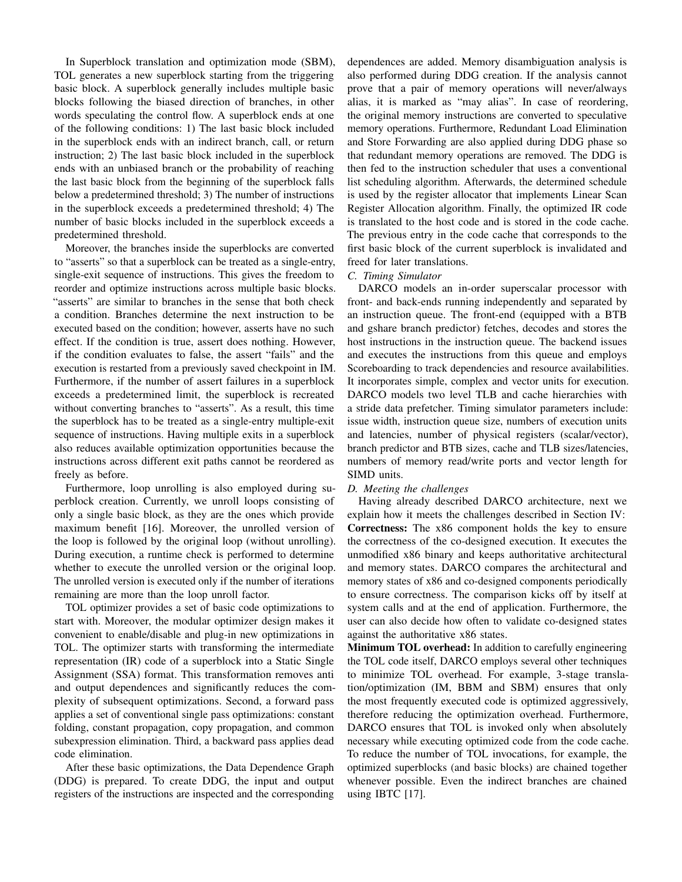In Superblock translation and optimization mode (SBM), TOL generates a new superblock starting from the triggering basic block. A superblock generally includes multiple basic blocks following the biased direction of branches, in other words speculating the control flow. A superblock ends at one of the following conditions: 1) The last basic block included in the superblock ends with an indirect branch, call, or return instruction; 2) The last basic block included in the superblock ends with an unbiased branch or the probability of reaching the last basic block from the beginning of the superblock falls below a predetermined threshold; 3) The number of instructions in the superblock exceeds a predetermined threshold; 4) The number of basic blocks included in the superblock exceeds a predetermined threshold.

Moreover, the branches inside the superblocks are converted to "asserts" so that a superblock can be treated as a single-entry, single-exit sequence of instructions. This gives the freedom to reorder and optimize instructions across multiple basic blocks. "asserts" are similar to branches in the sense that both check a condition. Branches determine the next instruction to be executed based on the condition; however, asserts have no such effect. If the condition is true, assert does nothing. However, if the condition evaluates to false, the assert "fails" and the execution is restarted from a previously saved checkpoint in IM. Furthermore, if the number of assert failures in a superblock exceeds a predetermined limit, the superblock is recreated without converting branches to "asserts". As a result, this time the superblock has to be treated as a single-entry multiple-exit sequence of instructions. Having multiple exits in a superblock also reduces available optimization opportunities because the instructions across different exit paths cannot be reordered as freely as before.

Furthermore, loop unrolling is also employed during superblock creation. Currently, we unroll loops consisting of only a single basic block, as they are the ones which provide maximum benefit [16]. Moreover, the unrolled version of the loop is followed by the original loop (without unrolling). During execution, a runtime check is performed to determine whether to execute the unrolled version or the original loop. The unrolled version is executed only if the number of iterations remaining are more than the loop unroll factor.

TOL optimizer provides a set of basic code optimizations to start with. Moreover, the modular optimizer design makes it convenient to enable/disable and plug-in new optimizations in TOL. The optimizer starts with transforming the intermediate representation (IR) code of a superblock into a Static Single Assignment (SSA) format. This transformation removes anti and output dependences and significantly reduces the complexity of subsequent optimizations. Second, a forward pass applies a set of conventional single pass optimizations: constant folding, constant propagation, copy propagation, and common subexpression elimination. Third, a backward pass applies dead code elimination.

After these basic optimizations, the Data Dependence Graph (DDG) is prepared. To create DDG, the input and output registers of the instructions are inspected and the corresponding dependences are added. Memory disambiguation analysis is also performed during DDG creation. If the analysis cannot prove that a pair of memory operations will never/always alias, it is marked as "may alias". In case of reordering, the original memory instructions are converted to speculative memory operations. Furthermore, Redundant Load Elimination and Store Forwarding are also applied during DDG phase so that redundant memory operations are removed. The DDG is then fed to the instruction scheduler that uses a conventional list scheduling algorithm. Afterwards, the determined schedule is used by the register allocator that implements Linear Scan Register Allocation algorithm. Finally, the optimized IR code is translated to the host code and is stored in the code cache. The previous entry in the code cache that corresponds to the first basic block of the current superblock is invalidated and freed for later translations.

### *C. Timing Simulator*

DARCO models an in-order superscalar processor with front- and back-ends running independently and separated by an instruction queue. The front-end (equipped with a BTB and gshare branch predictor) fetches, decodes and stores the host instructions in the instruction queue. The backend issues and executes the instructions from this queue and employs Scoreboarding to track dependencies and resource availabilities. It incorporates simple, complex and vector units for execution. DARCO models two level TLB and cache hierarchies with a stride data prefetcher. Timing simulator parameters include: issue width, instruction queue size, numbers of execution units and latencies, number of physical registers (scalar/vector), branch predictor and BTB sizes, cache and TLB sizes/latencies, numbers of memory read/write ports and vector length for SIMD units.

### *D. Meeting the challenges*

Having already described DARCO architecture, next we explain how it meets the challenges described in Section IV:

**Correctness:** The x86 component holds the key to ensure the correctness of the co-designed execution. It executes the unmodified x86 binary and keeps authoritative architectural and memory states. DARCO compares the architectural and memory states of x86 and co-designed components periodically to ensure correctness. The comparison kicks off by itself at system calls and at the end of application. Furthermore, the user can also decide how often to validate co-designed states against the authoritative x86 states.

**Minimum TOL overhead:** In addition to carefully engineering the TOL code itself, DARCO employs several other techniques to minimize TOL overhead. For example, 3-stage translation/optimization (IM, BBM and SBM) ensures that only the most frequently executed code is optimized aggressively, therefore reducing the optimization overhead. Furthermore, DARCO ensures that TOL is invoked only when absolutely necessary while executing optimized code from the code cache. To reduce the number of TOL invocations, for example, the optimized superblocks (and basic blocks) are chained together whenever possible. Even the indirect branches are chained using IBTC [17].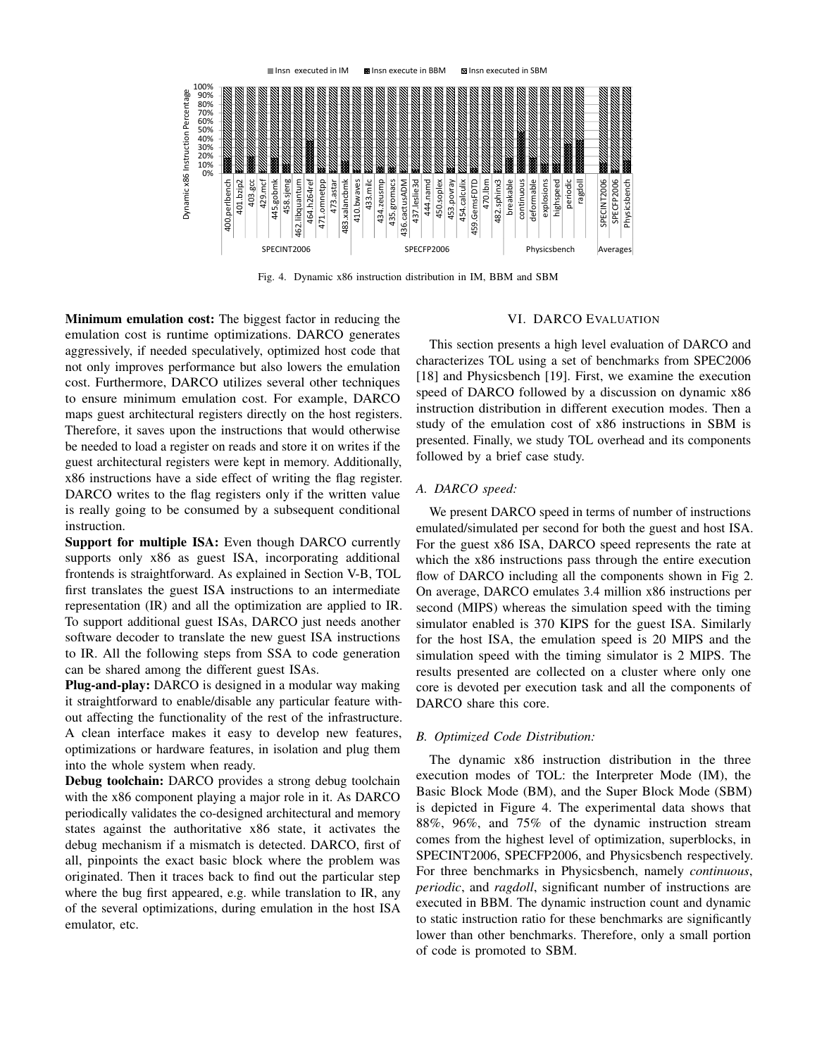Fig. 4. Dynamic x86 instruction distribution in IM, BBM and SBM

**Minimum emulation cost:** The biggest factor in reducing the emulation cost is runtime optimizations. DARCO generates aggressively, if needed speculatively, optimized host code that not only improves performance but also lowers the emulation cost. Furthermore, DARCO utilizes several other techniques to ensure minimum emulation cost. For example, DARCO maps guest architectural registers directly on the host registers. Therefore, it saves upon the instructions that would otherwise be needed to load a register on reads and store it on writes if the guest architectural registers were kept in memory. Additionally, x86 instructions have a side effect of writing the flag register. DARCO writes to the flag registers only if the written value is really going to be consumed by a subsequent conditional instruction.

**Support for multiple ISA:** Even though DARCO currently supports only x86 as guest ISA, incorporating additional frontends is straightforward. As explained in Section V-B, TOL first translates the guest ISA instructions to an intermediate representation (IR) and all the optimization are applied to IR. To support additional guest ISAs, DARCO just needs another software decoder to translate the new guest ISA instructions to IR. All the following steps from SSA to code generation can be shared among the different guest ISAs.

**Plug-and-play:** DARCO is designed in a modular way making it straightforward to enable/disable any particular feature without affecting the functionality of the rest of the infrastructure. A clean interface makes it easy to develop new features, optimizations or hardware features, in isolation and plug them into the whole system when ready.

**Debug toolchain:** DARCO provides a strong debug toolchain with the x86 component playing a major role in it. As DARCO periodically validates the co-designed architectural and memory states against the authoritative x86 state, it activates the debug mechanism if a mismatch is detected. DARCO, first of all, pinpoints the exact basic block where the problem was originated. Then it traces back to find out the particular step where the bug first appeared, e.g. while translation to IR, any of the several optimizations, during emulation in the host ISA emulator, etc.

## VI. DARCO Evaluation

This section presents a high level evaluation of DARCO and characterizes TOL using a set of benchmarks from SPEC2006 [18] and Physicsbench [19]. First, we examine the execution speed of DARCO followed by a discussion on dynamic x86 instruction distribution in different execution modes. Then a study of the emulation cost of x86 instructions in SBM is presented. Finally, we study TOL overhead and its components followed by a brief case study.

### A. DARCO speed:

We present DARCO speed in terms of number of instructions emulated/simulated per second for both the guest and host ISA. For the guest x86 ISA, DARCO speed represents the rate at which the x86 instructions pass through the entire execution flow of DARCO including all the components shown in Fig 2. On average, DARCO emulates 3.4 million x86 instructions per second (MIPS) whereas the simulation speed with the timing simulator enabled is 370 KIPS for the guest ISA. Similarly for the host ISA, the emulation speed is 20 MIPS and the simulation speed with the timing simulator is 2 MIPS. The results presented are collected on a cluster where only one core is devoted per execution task and all the components of DARCO share this core.

### B. Optimized Code Distribution:

The dynamic x86 instruction distribution in the three execution modes of TOL: the Interpreter Mode (IM), the Basic Block Mode (BM), and the Super Block Mode (SBM) is depicted in Figure 4. The experimental data shows that 88%, 96%, and 75% of the dynamic instruction stream comes from the highest level of optimization, superblocks, in SPECINT2006, SPECFP2006, and Physicsbench respectively. For three benchmarks in Physicsbench, namely *continuous*, *periodic*, and *ragdoll*, significant number of instructions are executed in BBM. The dynamic instruction count and dynamic to static instruction ratio for these benchmarks are significantly lower than other benchmarks. Therefore, only a small portion of code is promoted to SBM.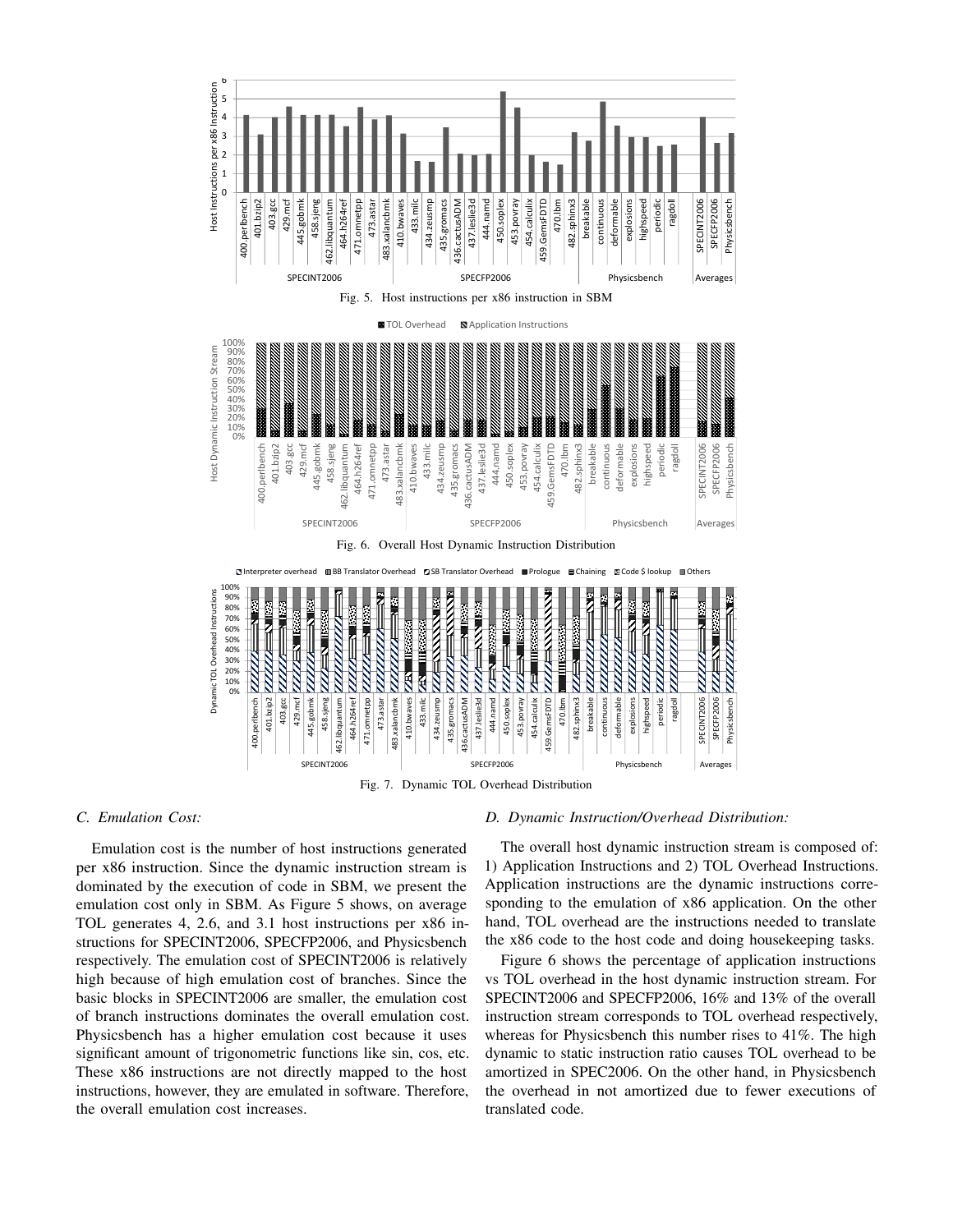Fig. 5. Host instructions per x86 instruction in SBM

Fig. 6. Overall Host Dynamic Instruction Distribution

Fig. 7. Dynamic TOL Overhead Distribution

### C. Emulation Cost:

Emulation cost is the number of host instructions generated per x86 instruction. Since the dynamic instruction stream is dominated by the execution of code in SBM, we present the emulation cost only in SBM. As Figure 5 shows, on average TOL generates 4, 2.6, and 3.1 host instructions per x86 instructions for SPECINT2006, SPECFP2006, and Physicsbench respectively. The emulation cost of SPECINT2006 is relatively high because of high emulation cost of branches. Since the basic blocks in SPECINT2006 are smaller, the emulation cost of branch instructions dominates the overall emulation cost. Physicsbench has a higher emulation cost because it uses significant amount of trigonometric functions like sin, cos, etc. These x86 instructions are not directly mapped to the host instructions, however, they are emulated in software. Therefore, the overall emulation cost increases.

### D. Dynamic Instruction/Overhead Distribution:

The overall host dynamic instruction stream is composed of: 1) Application Instructions and 2) TOL Overhead Instructions. Application instructions are the dynamic instructions corresponding to the emulation of x86 application. On the other hand, TOL overhead are the instructions needed to translate the x86 code to the host code and doing housekeeping tasks.

Figure 6 shows the percentage of application instructions vs TOL overhead in the host dynamic instruction stream. For SPECINT2006 and SPECFP2006, 16% and 13% of the overall instruction stream corresponds to TOL overhead respectively, whereas for Physicsbench this number rises to 41%. The high dynamic to static instruction ratio causes TOL overhead to be amortized in SPEC2006. On the other hand, in Physicsbench the overhead in not amortized due to fewer executions of translated code.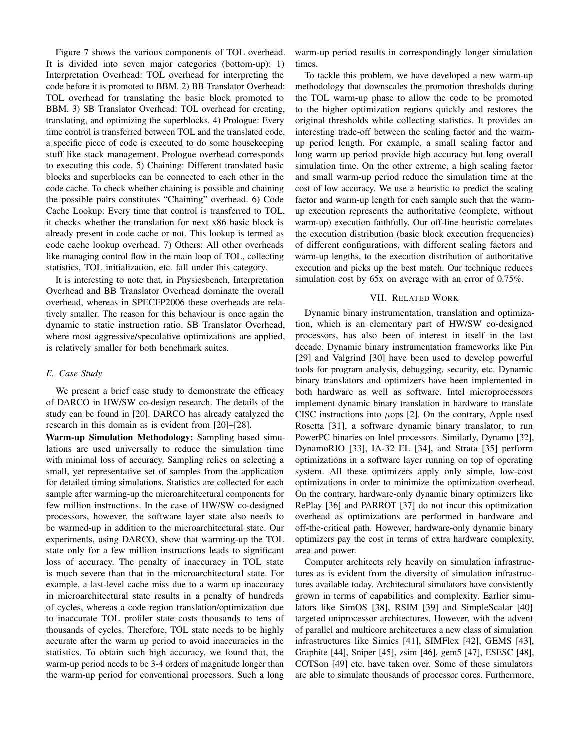Figure 7 shows the various components of TOL overhead. It is divided into seven major categories (bottom-up): 1) Interpretation Overhead: TOL overhead for interpreting the code before it is promoted to BBM. 2) BB Translator Overhead: TOL overhead for translating the basic block promoted to BBM. 3) SB Translator Overhead: TOL overhead for creating, translating, and optimizing the superblocks. 4) Prologue: Every time control is transferred between TOL and the translated code, a specific piece of code is executed to do some housekeeping stuff like stack management. Prologue overhead corresponds to executing this code. 5) Chaining: Different translated basic blocks and superblocks can be connected to each other in the code cache. To check whether chaining is possible and chaining the possible pairs constitutes "Chaining" overhead. 6) Code Cache Lookup: Every time that control is transferred to TOL, it checks whether the translation for next x86 basic block is already present in code cache or not. This lookup is termed as code cache lookup overhead. 7) Others: All other overheads like managing control flow in the main loop of TOL, collecting statistics, TOL initialization, etc. fall under this category.

It is interesting to note that, in Physicsbench, Interpretation Overhead and BB Translator Overhead dominate the overall overhead, whereas in SPECFP2006 these overheads are relatively smaller. The reason for this behaviour is once again the dynamic to static instruction ratio. SB Translator Overhead, where most aggressive/speculative optimizations are applied, is relatively smaller for both benchmark suites.

### *E. Case Study*

We present a brief case study to demonstrate the efficacy of DARCO in HW/SW co-design research. The details of the study can be found in [20]. DARCO has already catalyzed the research in this domain as is evident from [20]–[28].

**Warm-up Simulation Methodology:** Sampling based simulations are used universally to reduce the simulation time with minimal loss of accuracy. Sampling relies on selecting a small, yet representative set of samples from the application for detailed timing simulations. Statistics are collected for each sample after warming-up the microarchitectural components for few million instructions. In the case of HW/SW co-designed processors, however, the software layer state also needs to be warmed-up in addition to the microarchitectural state. Our experiments, using DARCO, show that warming-up the TOL state only for a few million instructions leads to significant loss of accuracy. The penalty of inaccuracy in TOL state is much severe than that in the microarchitectural state. For example, a last-level cache miss due to a warm up inaccuracy in microarchitectural state results in a penalty of hundreds of cycles, whereas a code region translation/optimization due to inaccurate TOL profiler state costs thousands to tens of thousands of cycles. Therefore, TOL state needs to be highly accurate after the warm up period to avoid inaccuracies in the statistics. To obtain such high accuracy, we found that, the warm-up period needs to be 3-4 orders of magnitude longer than the warm-up period for conventional processors. Such a long warm-up period results in correspondingly longer simulation times.

To tackle this problem, we have developed a new warm-up methodology that downscales the promotion thresholds during the TOL warm-up phase to allow the code to be promoted to the higher optimization regions quickly and restores the original thresholds while collecting statistics. It provides an interesting trade-off between the scaling factor and the warm-up period length. For example, a small scaling factor and long warm up period provide high accuracy but long overall simulation time. On the other extreme, a high scaling factor and small warm-up period reduce the simulation time at the cost of low accuracy. We use a heuristic to predict the scaling factor and warm-up length for each sample such that the warm-up execution represents the authoritative (complete, without warm-up) execution faithfully. Our off-line heuristic correlates the execution distribution (basic block execution frequencies) of different configurations, with different scaling factors and warm-up lengths, to the execution distribution of authoritative execution and picks up the best match. Our technique reduces simulation cost by 65x on average with an error of 0.75%.

## VII. Related Work

Dynamic binary instrumentation, translation and optimization, which is an elementary part of HW/SW co-designed processors, has also been of interest in itself in the last decade. Dynamic binary instrumentation frameworks like Pin [29] and Valgrind [30] have been used to develop powerful tools for program analysis, debugging, security, etc. Dynamic binary translators and optimizers have been implemented in both hardware as well as software. Intel microprocessors implement dynamic binary translation in hardware to translate CISC instructions into $\mu$ops [2]. On the contrary, Apple used Rosetta [31], a software dynamic binary translator, to run PowerPC binaries on Intel processors. Similarly, Dynamo [32], DynamoRIO [33], IA-32 EL [34], and Strata [35] perform optimizations in a software layer running on top of operating system. All these optimizers apply only simple, low-cost optimizations in order to minimize the optimization overhead. On the contrary, hardware-only dynamic binary optimizers like RePlay [36] and PARROT [37] do not incur this optimization overhead as optimizations are performed in hardware and off-the-critical path. However, hardware-only dynamic binary optimizers pay the cost in terms of extra hardware complexity, area and power.

Computer architects rely heavily on simulation infrastructures as is evident from the diversity of simulation infrastructures available today. Architectural simulators have consistently grown in terms of capabilities and complexity. Earlier simulators like SimOS [38], RSIM [39] and SimpleScalar [40] targeted uniprocessor architectures. However, with the advent of parallel and multicore architectures a new class of simulation infrastructures like Simics [41], SIMFlex [42], GEMS [43], Graphite [44], Sniper [45], zsim [46], gem5 [47], ESESC [48], COTSon [49] etc. have taken over. Some of these simulators are able to simulate thousands of processor cores. Furthermore,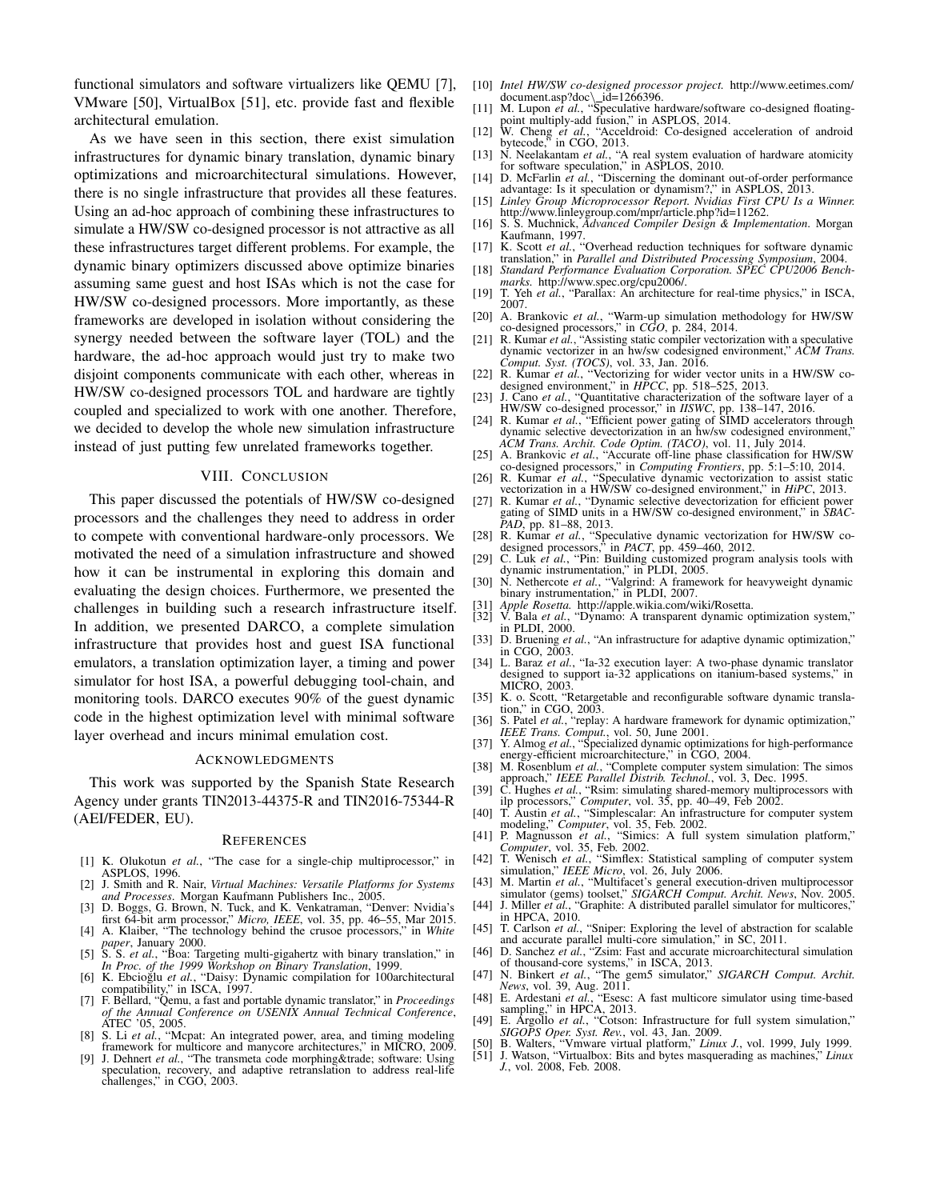functional simulators and software virtualizers like QEMU [7], VMware [50], VirtualBox [51], etc. provide fast and flexible architectural emulation.

As we have seen in this section, there exist simulation infrastructures for dynamic binary translation, dynamic binary optimizations and microarchitectural simulations. However, there is no single infrastructure that provides all these features. Using an ad-hoc approach of combining these infrastructures to simulate a HW/SW co-designed processor is not attractive as all these infrastructures target different problems. For example, the dynamic binary optimizers discussed above optimize binaries assuming same guest and host ISAs which is not the case for HW/SW co-designed processors. More importantly, as these frameworks are developed in isolation without considering the synergy needed between the software layer (TOL) and the hardware, the ad-hoc approach would just try to make two disjoint components communicate with each other, whereas in HW/SW co-designed processors TOL and hardware are tightly coupled and specialized to work with one another. Therefore, we decided to develop the whole new simulation infrastructure instead of just putting few unrelated frameworks together.

## VIII. Conclusion

This paper discussed the potentials of HW/SW co-designed processors and the challenges they need to address in order to compete with conventional hardware-only processors. We motivated the need of a simulation infrastructure and showed how it can be instrumental in exploring this domain and evaluating the design choices. Furthermore, we presented the challenges in building such a research infrastructure itself. In addition, we presented DARCO, a complete simulation infrastructure that provides host and guest ISA functional emulators, a translation optimization layer, a timing and power simulator for host ISA, a powerful debugging tool-chain, and monitoring tools. DARCO executes 90% of the guest dynamic code in the highest optimization level with minimal software layer overhead and incurs minimal emulation cost.

## Acknowledgments

This work was supported by the Spanish State Research Agency under grants TIN2013-44375-R and TIN2016-75344-R (AEI/FEDER, EU).

## References

[1] K. Olukotun *et al.*, "The case for a single-chip multiprocessor," in ASPLOS, 1996.

[2] J. Smith and R. Nair, *Virtual Machines: Versatile Platforms for Systems and Processes*. Morgan Kaufmann Publishers Inc., 2005.

[3] D. Boggs, G. Brown, N. Tuck, and K. Venkatraman, "Denver: Nvidia's first 64-bit arm processor," *Micro, IEEE*, vol. 35, pp. 46–55, Mar 2015.

[4] A. Klaiber, "The technology behind the crusoe processors," in *White paper*, January 2000.

[5] S. S. *et al.*, "Boa: Targeting multi-gigahertz with binary translation," in *In Proc. of the 1999 Workshop on Binary Translation*, 1999.

[6] K. Ebcioğlu *et al.*, "Daisy: Dynamic compilation for 100architectural compatibility," in ISCA, 1997.

[7] F. Bellard, "Qemu, a fast and portable dynamic translator," in *Proceedings of the Annual Conference on USENIX Annual Technical Conference*, ATEC '05, 2005.

[8] S. Li *et al.*, "Mcpat: An integrated power, area, and timing modeling framework for multicore and manycore architectures," in MICRO, 2009.

[9] J. Dehnert *et al.*, "The transmeta code morphing&trade; software: Using speculation, recovery, and adaptive retranslation to address real-life challenges," in CGO, 2003.

[10] *Intel HW/SW co-designed processor project.* http://www.eetimes.com/document.asp?doc\_id=1266396.

[11] M. Lupon *et al.*, "Speculative hardware/software co-designed floating-point multiply-add fusion," in ASPLOS, 2014.

[12] W. Cheng *et al.*, "Acceldroid: Co-designed acceleration of android bytecode," in CGO, 2013.

[13] N. Neelakantam *et al.*, "A real system evaluation of hardware atomicity for software speculation," in ASPLOS, 2010.

[14] D. McFarlin *et al.*, "Discerning the dominant out-of-order performance advantage: Is it speculation or dynamism?," in ASPLOS, 2013.

[15] *Linley Group Microprocessor Report. Nvidias First CPU Is a Winner.* http://www.linleygroup.com/mpr/article.php?id=11262.

[16] S. S. Muchnick, *Advanced Compiler Design & Implementation*. Morgan Kaufmann, 1997.

[17] K. Scott *et al.*, "Overhead reduction techniques for software dynamic translation," in *Parallel and Distributed Processing Symposium*, 2004.

[18] *Standard Performance Evaluation Corporation. SPEC CPU2006 Benchmarks.* http://www.spec.org/cpu2006/.

[19] T. Yeh *et al.*, "Parallax: An architecture for real-time physics," in ISCA, 2007.

[20] A. Brankovic *et al.*, "Warm-up simulation methodology for HW/SW co-designed processors," in *CGO*, p. 284, 2014.

[21] R. Kumar *et al.*, "Assisting static compiler vectorization with a speculative dynamic vectorizer in an hw/sw codesigned environment," *ACM Trans. Comput. Syst. (TOCS)*, vol. 33, Jan. 2016.

[22] R. Kumar *et al.*, "Vectorizing for wider vector units in a HW/SW co-designed environment," in *HPCC*, pp. 518–525, 2013.

[23] J. Cano *et al.*, "Quantitative characterization of the software layer of a HW/SW co-designed processor," in *IISWC*, pp. 138–147, 2016.

[24] R. Kumar *et al.*, "Efficient power gating of SIMD accelerators through dynamic selective devectorization in an hw/sw codesigned environment," *ACM Trans. Archit. Code Optim. (TACO)*, vol. 11, July 2014.

[25] A. Brankovic *et al.*, "Accurate off-line phase classification for HW/SW co-designed processors," in *Computing Frontiers*, pp. 5:1–5:10, 2014.

[26] R. Kumar *et al.*, "Speculative dynamic vectorization to assist static vectorization in a HW/SW co-designed environment," in *HiPC*, 2013.

[27] R. Kumar *et al.*, "Dynamic selective devectorization for efficient power gating of SIMD units in a HW/SW co-designed environment," in *SBAC-PAD*, pp. 81–88, 2013.

[28] R. Kumar *et al.*, "Speculative dynamic vectorization for HW/SW co-designed processors," in *PACT*, pp. 459–460, 2012.

[29] C. Luk *et al.*, "Pin: Building customized program analysis tools with dynamic instrumentation," in PLDI, 2005.

[30] N. Nethercote *et al.*, "Valgrind: A framework for heavyweight dynamic binary instrumentation," in PLDI, 2007.

[31] *Apple Rosetta.* http://apple.wikia.com/wiki/Rosetta.

[32] V. Bala *et al.*, "Dynamo: A transparent dynamic optimization system," in PLDI, 2000.

[33] D. Bruening *et al.*, "An infrastructure for adaptive dynamic optimization," in CGO, 2003.

[34] L. Baraz *et al.*, "Ia-32 execution layer: A two-phase dynamic translator designed to support ia-32 applications on itanium-based systems," in MICRO, 2003.

[35] K. o. Scott, "Retargetable and reconfigurable software dynamic translation," in CGO, 2003.

[36] S. Patel *et al.*, "replay: A hardware framework for dynamic optimization," *IEEE Trans. Comput.*, vol. 50, June 2001.

[37] Y. Almog *et al.*, "Specialized dynamic optimizations for high-performance energy-efficient microarchitecture," in CGO, 2004.

[38] M. Rosenblum *et al.*, "Complete computer system simulation: The simos approach," *IEEE Parallel Distrib. Technol.*, vol. 3, Dec. 1995.

[39] C. Hughes *et al.*, "Rsim: simulating shared-memory multiprocessors with ilp processors," *Computer*, vol. 35, pp. 40–49, Feb 2002.

[40] T. Austin *et al.*, "Simplescalar: An infrastructure for computer system modeling," *Computer*, vol. 35, Feb. 2002.

[41] P. Magnusson *et al.*, "Simics: A full system simulation platform," *Computer*, vol. 35, Feb. 2002.

[42] T. Wenisch *et al.*, "Simflex: Statistical sampling of computer system simulation," *IEEE Micro*, vol. 26, July 2006.

[43] M. Martin *et al.*, "Multifacet's general execution-driven multiprocessor simulator (gems) toolset," *SIGARCH Comput. Archit. News*, Nov. 2005.

[44] J. Miller *et al.*, "Graphite: A distributed parallel simulator for multicores," in HPCA, 2010.

[45] T. Carlson *et al.*, "Sniper: Exploring the level of abstraction for scalable and accurate parallel multi-core simulation," in SC, 2011.

[46] D. Sanchez *et al.*, "Zsim: Fast and accurate microarchitectural simulation of thousand-core systems," in ISCA, 2013.

[47] N. Binkert *et al.*, "The gem5 simulator," *SIGARCH Comput. Archit. News*, vol. 39, Aug. 2011.

[48] E. Ardestani *et al.*, "Esesc: A fast multicore simulator using time-based sampling," in HPCA, 2013.

[49] E. Argollo *et al.*, "Cotson: Infrastructure for full system simulation," *SIGOPS Oper. Syst. Rev.*, vol. 43, Jan. 2009.

[50] B. Walters, "Vmware virtual platform," *Linux J.*, vol. 1999, July 1999.

[51] J. Watson, "Virtualbox: Bits and bytes masquerading as machines," *Linux J.*, vol. 2008, Feb. 2008.